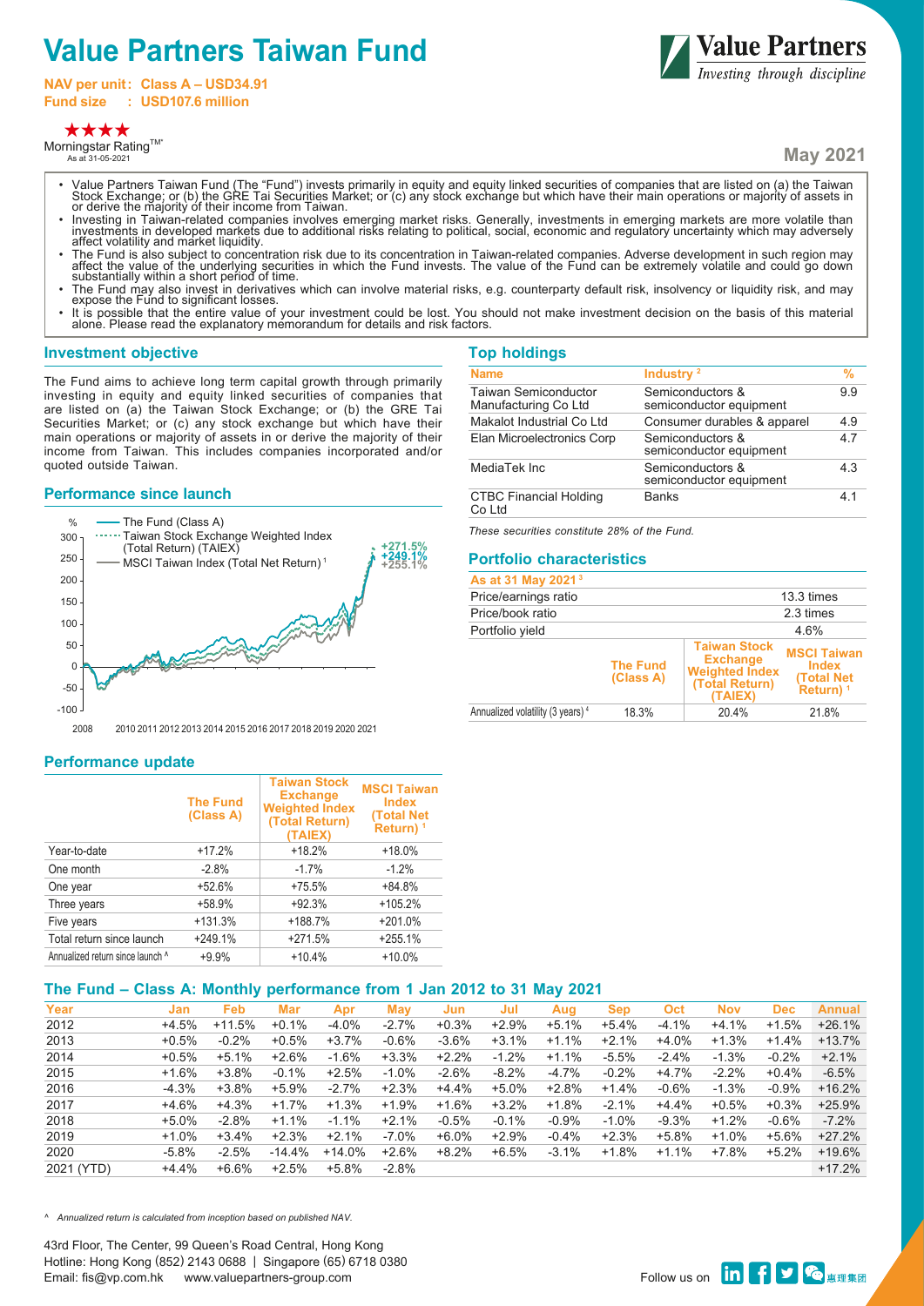# Value Partners Taiwan Fund

**NAV per unit : Class A – USD34.91**
**Fund size : USD107.6 million**

★★★★
Morningstar Rating™*
As at 31-05-2021

**May 2021**

- Value Partners Taiwan Fund (The "Fund") invests primarily in equity and equity linked securities of companies that are listed on (a) the Taiwan Stock Exchange; or (b) the GRE Tai Securities Market; or (c) any stock exchange but which have their main operations or majority of assets in or derive the majority of their income from Taiwan.
- Investing in Taiwan-related companies involves emerging market risks. Generally, investments in emerging markets are more volatile than investments in developed markets due to additional risks relating to political, social, economic and regulatory uncertainty which may adversely affect volatility and market liquidity.
- The Fund is also subject to concentration risk due to its concentration in Taiwan-related companies. Adverse development in such region may affect the value of the underlying securities in which the Fund invests. The value of the Fund can be extremely volatile and could go down substantially within a short period of time.
- The Fund may also invest in derivatives which can involve material risks, e.g. counterparty default risk, insolvency or liquidity risk, and may expose the Fund to significant losses.
- It is possible that the entire value of your investment could be lost. You should not make investment decision on the basis of this material alone. Please read the explanatory memorandum for details and risk factors.

## Investment objective

The Fund aims to achieve long term capital growth through primarily investing in equity and equity linked securities of companies that are listed on (a) the Taiwan Stock Exchange; or (b) the GRE Tai Securities Market; or (c) any stock exchange but which have their main operations or majority of assets in or derive the majority of their income from Taiwan. This includes companies incorporated and/or quoted outside Taiwan.

## Performance since launch

%

- The Fund (Class A)
- Taiwan Stock Exchange Weighted Index (Total Return) (TAIEX)
- MSCI Taiwan Index (Total Net Return) [1]

+271.5%
+249.1%
+255.1%

2008 2010 2011 2012 2013 2014 2015 2016 2017 2018 2019 2020 2021

## Performance update

| | The Fund (Class A) | Taiwan Stock Exchange Weighted Index (Total Return) (TAIEX) | MSCI Taiwan Index (Total Net Return) [1] |
|---|---|---|---|
| Year-to-date | +17.2% | +18.2% | +18.0% |
| One month | -2.8% | -1.7% | -1.2% |
| One year | +52.6% | +75.5% | +84.8% |
| Three years | +58.9% | +92.3% | +105.2% |
| Five years | +131.3% | +188.7% | +201.0% |
| Total return since launch | +249.1% | +271.5% | +255.1% |
| Annualized return since launch ^ | +9.9% | +10.4% | +10.0% |

## Top holdings

| Name | Industry [2] | % |
|---|---|---|
| Taiwan Semiconductor Manufacturing Co Ltd | Semiconductors & semiconductor equipment | 9.9 |
| Makalot Industrial Co Ltd | Consumer durables & apparel | 4.9 |
| Elan Microelectronics Corp | Semiconductors & semiconductor equipment | 4.7 |
| MediaTek Inc | Semiconductors & semiconductor equipment | 4.3 |
| CTBC Financial Holding Co Ltd | Banks | 4.1 |

*These securities constitute 28% of the Fund.*

## Portfolio characteristics

| As at 31 May 2021 [3] | | | |
|---|---|---|---|
| Price/earnings ratio | | | 13.3 times |
| Price/book ratio | | | 2.3 times |
| Portfolio yield | | | 4.6% |
| | The Fund (Class A) | Taiwan Stock Exchange Weighted Index (Total Return) (TAIEX) | MSCI Taiwan Index (Total Net Return) [1] |
| Annualized volatility (3 years) [4] | 18.3% | 20.4% | 21.8% |

## The Fund – Class A: Monthly performance from 1 Jan 2012 to 31 May 2021

| Year | Jan | Feb | Mar | Apr | May | Jun | Jul | Aug | Sep | Oct | Nov | Dec | Annual |
|---|---|---|---|---|---|---|---|---|---|---|---|---|---|
| 2012 | +4.5% | +11.5% | +0.1% | -4.0% | -2.7% | +0.3% | +2.9% | +2.0% | +5.4% | -4.1% | +4.1% | +1.5% | +26.1% |
| 2013 | +0.5% | -0.2% | +0.5% | +3.7% | -0.6% | -3.6% | +3.1% | +1.1% | +2.1% | +4.0% | +1.3% | +1.4% | +13.7% |
| 2014 | +0.5% | +5.1% | +2.6% | -1.6% | +3.3% | +2.2% | -1.2% | +1.1% | -5.5% | -2.4% | -1.3% | -0.2% | +2.1% |
| 2015 | +1.6% | +3.8% | -0.1% | +2.5% | -1.0% | -2.6% | -8.2% | -4.7% | -0.2% | +4.7% | -2.2% | +0.4% | -6.5% |
| 2016 | -4.3% | +3.8% | +5.9% | -2.7% | +2.3% | +4.4% | +5.0% | +2.8% | +1.4% | -0.6% | -1.3% | -0.9% | +16.2% |
| 2017 | +4.6% | +4.3% | +1.7% | +1.3% | +1.9% | +1.6% | +3.2% | +1.8% | -2.1% | +4.4% | +0.5% | +0.3% | +25.9% |
| 2018 | +5.0% | -2.8% | +1.1% | -1.1% | +2.1% | -0.5% | -0.1% | -0.9% | -1.0% | -9.3% | +1.2% | -0.6% | -7.2% |
| 2019 | +1.0% | +3.4% | +2.3% | +2.1% | -7.0% | +6.0% | +2.9% | -0.4% | +2.3% | +5.8% | +1.0% | +5.6% | +27.2% |
| 2020 | -5.8% | -2.5% | -14.4% | +14.0% | +2.6% | +8.2% | +6.5% | -3.1% | +1.8% | +1.1% | +7.8% | +5.2% | +19.6% |
| 2021 (YTD) | +4.4% | +6.6% | +2.5% | +5.8% | -2.8% | | | | | | | | +17.2% |

^ *Annualized return is calculated from inception based on published NAV.*

43rd Floor, The Center, 99 Queen's Road Central, Hong Kong
Hotline: Hong Kong (852) 2143 0688 | Singapore (65) 6718 0380
Email: fis@vp.com.hk www.valuepartners-group.com

Follow us on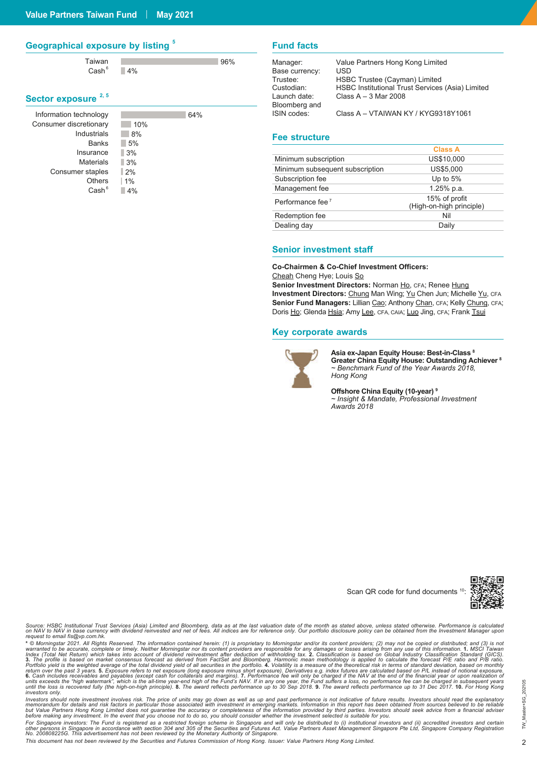## Geographical exposure by listing [5]

Taiwan 96%
Cash [6] 4%

## Sector exposure [2, 5]

Information technology 64%
Consumer discretionary 10%
Industrials 8%
Banks 5%
Insurance 3%
Materials 3%
Consumer staples 2%
Others 1%
Cash [6] 4%

## Fund facts

| | |
|---|---|
| Manager: | Value Partners Hong Kong Limited |
| Base currency: | USD |
| Trustee: | HSBC Trustee (Cayman) Limited |
| Custodian: | HSBC Institutional Trust Services (Asia) Limited |
| Launch date: | Class A – 3 Mar 2008 |
| Bloomberg and ISIN codes: | Class A – VTAIWAN KY / KYG9318Y1061 |

## Fee structure

| | Class A |
|---|---|
| Minimum subscription | US$10,000 |
| Minimum subsequent subscription | US$5,000 |
| Subscription fee | Up to 5% |
| Management fee | 1.25% p.a. |
| Performance fee [7] | 15% of profit (High-on-high principle) |
| Redemption fee | Nil |
| Dealing day | Daily |

## Senior investment staff

**Co-Chairmen & Co-Chief Investment Officers:**
Cheah Cheng Hye; Louis So
**Senior Investment Directors:** Norman Ho, CFA; Renee Hung
**Investment Directors:** Chung Man Wing; Yu Chen Jun; Michelle Yu, CFA
**Senior Fund Managers:** Lillian Cao; Anthony Chan, CFA; Kelly Chung, CFA; Doris Ho; Glenda Hsia; Amy Lee, CFA, CAIA; Luo Jing, CFA; Frank Tsui

## Key corporate awards

**Asia ex-Japan Equity House: Best-in-Class [8]**
**Greater China Equity House: Outstanding Achiever [8]**
*~ Benchmark Fund of the Year Awards 2018, Hong Kong*

**Offshore China Equity (10-year) [9]**
*~ Insight & Mandate, Professional Investment Awards 2018*

Scan QR code for fund documents [10]:

*Source: HSBC Institutional Trust Services (Asia) Limited and Bloomberg, data as at the last valuation date of the month as stated above, unless stated otherwise. Performance is calculated on NAV to NAV in base currency with dividend reinvested and net of fees. All indices are for reference only. Our portfolio disclosure policy can be obtained from the Investment Manager upon request to email fis@vp.com.hk.*

*\* © Morningstar 2021. All Rights Reserved. The information contained herein: (1) is proprietary to Morningstar and/or its content providers; (2) may not be copied or distributed; and (3) is not warranted to be accurate, complete or timely. Neither Morningstar nor its content providers are responsible for any damages or losses arising from any use of this information.* ***1.*** *MSCI Taiwan Index (Total Net Return) which takes into account of dividend reinvestment after deduction of withholding tax.* ***2.*** *Classification is based on Global Industry Classification Standard (GICS).* ***3.*** *The profile is based on market consensus forecast as derived from FactSet and Bloomberg. Harmonic mean methodology is applied to calculate the forecast P/E ratio and P/B ratio. Portfolio yield is the weighted average of the total dividend yield of all securities in the portfolio.* ***4.*** *Volatility is a measure of the theoretical risk in terms of standard deviation, based on monthly return over the past 3 years.* ***5.*** *Exposure refers to net exposure (long exposure minus short exposure). Derivatives e.g. index futures are calculated based on P/L instead of notional exposure.* ***6.*** *Cash includes receivables and payables (except cash for collaterals and margins).* ***7.*** *Performance fee will only be charged if the NAV at the end of the financial year or upon realization of units exceeds the "high watermark", which is the all-time year-end high of the Fund's NAV. If in any one year, the Fund suffers a loss, no performance fee can be charged in subsequent years until the loss is recovered fully (the high-on-high principle).* ***8.*** *The award reflects performance up to 30 Sep 2018.* ***9.*** *The award reflects performance up to 31 Dec 2017.* ***10.*** *For Hong Kong investors only.*

*Investors should note investment involves risk. The price of units may go down as well as up and past performance is not indicative of future results. Investors should read the explanatory memorandum for details and risk factors in particular those associated with investment in emerging markets. Information in this report has been obtained from sources believed to be reliable but Value Partners Hong Kong Limited does not guarantee the accuracy or completeness of the information provided by third parties. Investors should seek advice from a financial adviser before making any investment. In the event that you choose not to do so, you should consider whether the investment selected is suitable for you.*

*For Singapore investors: The Fund is registered as a restricted foreign scheme in Singapore and will only be distributed to (i) institutional investors and (ii) accredited investors and certain other persons in Singapore in accordance with section 304 and 305 of the Securities and Futures Act. Value Partners Asset Management Singapore Pte Ltd, Singapore Company Registration No. 200808225G. This advertisement has not been reviewed by the Monetary Authority of Singapore.*

*This document has not been reviewed by the Securities and Futures Commission of Hong Kong. Issuer: Value Partners Hong Kong Limited.*

TW_Master+SG_202105